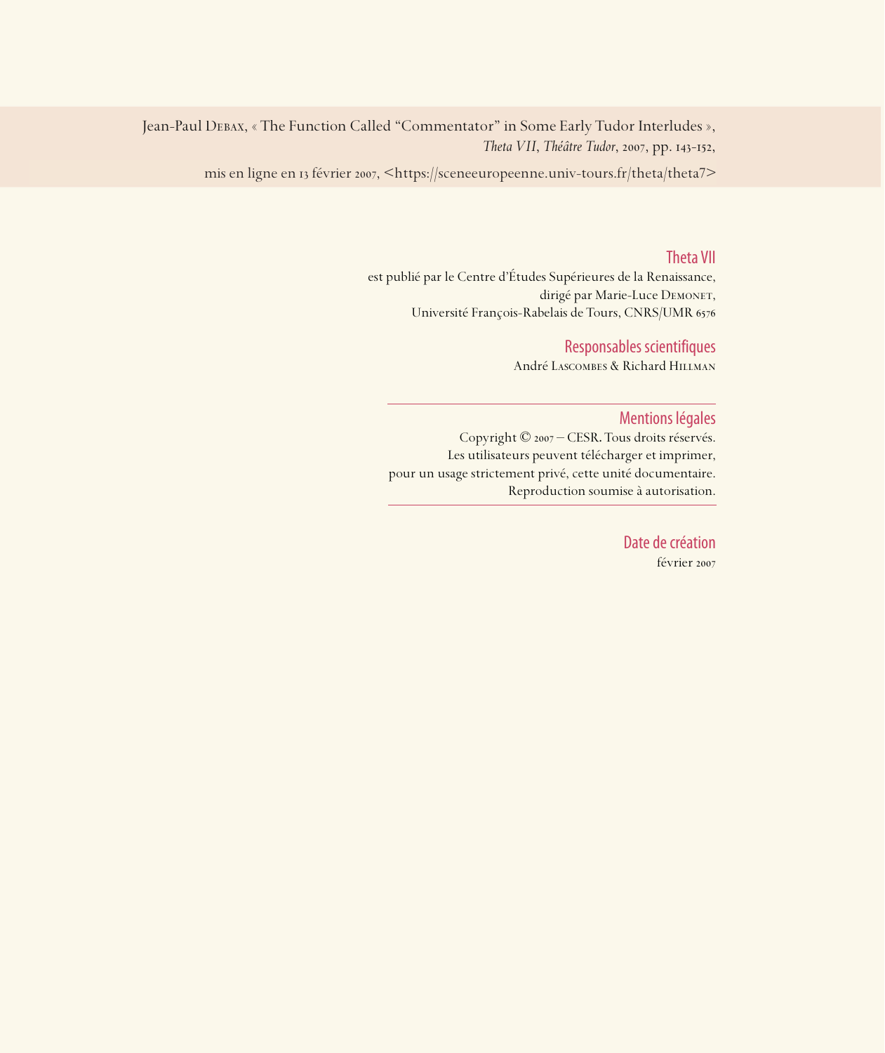Jean-Paul Debax, « The Function Called “Commentator” in Some Early Tudor Interludes »,
*Theta VII*, *Théâtre Tudor*, 2007, pp. 143-152,

mis en ligne en 13 février 2007, <https://sceneeuropeenne.univ-tours.fr/theta/theta7>

## Theta VII

est publié par le Centre d’Études Supérieures de la Renaissance,
dirigé par Marie-Luce Demonet,
Université François-Rabelais de Tours, CNRS/UMR 6576

## Responsables scientifiques

André Lascombes & Richard Hillman

---

## Mentions légales

Copyright © 2007 – CESR. Tous droits réservés.
Les utilisateurs peuvent télécharger et imprimer,
pour un usage strictement privé, cette unité documentaire.
Reproduction soumise à autorisation.

---

## Date de création

février 2007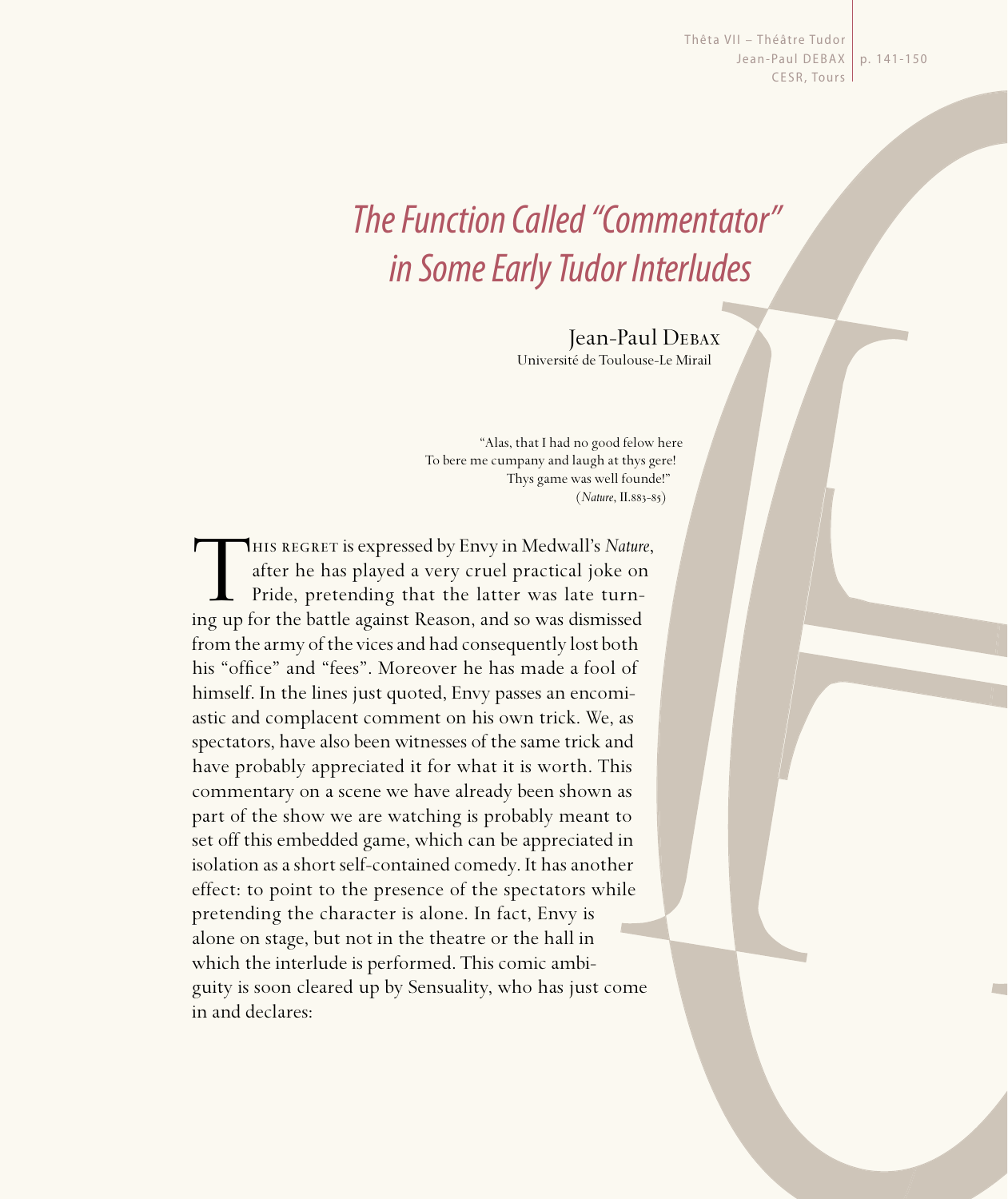# *The Function Called "Commentator" in Some Early Tudor Interludes*

Jean-Paul Debax
Université de Toulouse-Le Mirail

> "Alas, that I had no good felow here
> To bere me cumpany and laugh at thys gere!
> Thys game was well founde!"
> (*Nature*, II.883-85)

This regret is expressed by Envy in Medwall's *Nature*, after he has played a very cruel practical joke on Pride, pretending that the latter was late turning up for the battle against Reason, and so was dismissed from the army of the vices and had consequently lost both his "office" and "fees". Moreover he has made a fool of himself. In the lines just quoted, Envy passes an encomiastic and complacent comment on his own trick. We, as spectators, have also been witnesses of the same trick and have probably appreciated it for what it is worth. This commentary on a scene we have already been shown as part of the show we are watching is probably meant to set off this embedded game, which can be appreciated in isolation as a short self-contained comedy. It has another effect: to point to the presence of the spectators while pretending the character is alone. In fact, Envy is alone on stage, but not in the theatre or the hall in which the interlude is performed. This comic ambiguity is soon cleared up by Sensuality, who has just come in and declares: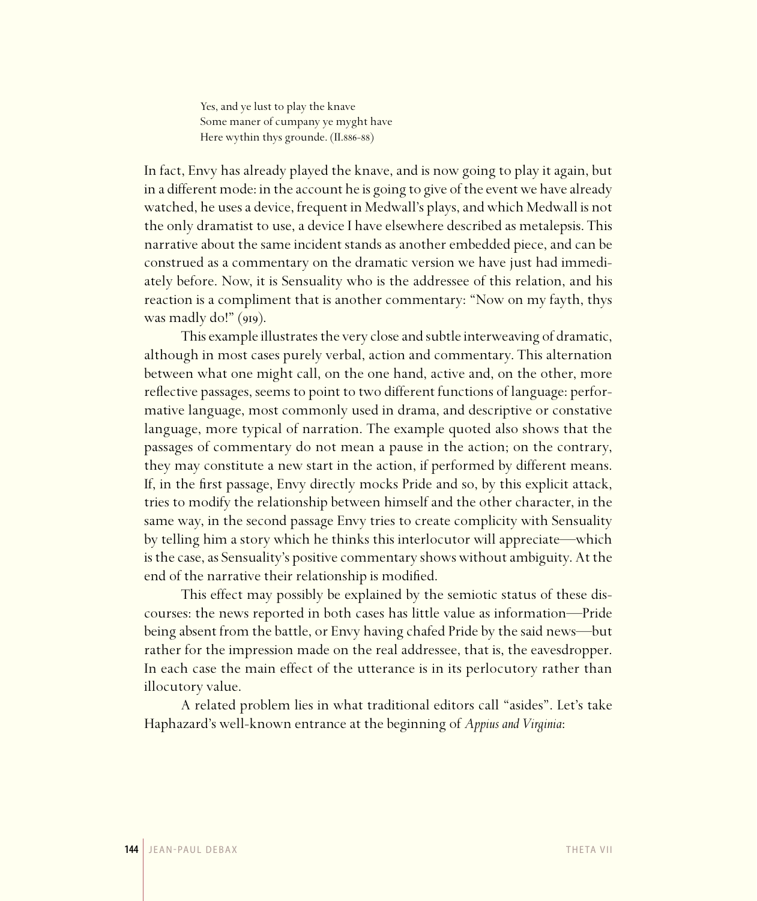> Yes, and ye lust to play the knave
> Some maner of cumpany ye myght have
> Here wythin thys grounde. (II.886-88)

In fact, Envy has already played the knave, and is now going to play it again, but in a different mode: in the account he is going to give of the event we have already watched, he uses a device, frequent in Medwall's plays, and which Medwall is not the only dramatist to use, a device I have elsewhere described as metalepsis. This narrative about the same incident stands as another embedded piece, and can be construed as a commentary on the dramatic version we have just had immediately before. Now, it is Sensuality who is the addressee of this relation, and his reaction is a compliment that is another commentary: "Now on my fayth, thys was madly do!" (919).

This example illustrates the very close and subtle interweaving of dramatic, although in most cases purely verbal, action and commentary. This alternation between what one might call, on the one hand, active and, on the other, more reflective passages, seems to point to two different functions of language: performative language, most commonly used in drama, and descriptive or constative language, more typical of narration. The example quoted also shows that the passages of commentary do not mean a pause in the action; on the contrary, they may constitute a new start in the action, if performed by different means. If, in the first passage, Envy directly mocks Pride and so, by this explicit attack, tries to modify the relationship between himself and the other character, in the same way, in the second passage Envy tries to create complicity with Sensuality by telling him a story which he thinks this interlocutor will appreciate—which is the case, as Sensuality's positive commentary shows without ambiguity. At the end of the narrative their relationship is modified.

This effect may possibly be explained by the semiotic status of these discourses: the news reported in both cases has little value as information—Pride being absent from the battle, or Envy having chafed Pride by the said news—but rather for the impression made on the real addressee, that is, the eavesdropper. In each case the main effect of the utterance is in its perlocutory rather than illocutory value.

A related problem lies in what traditional editors call "asides". Let's take Haphazard's well-known entrance at the beginning of *Appius and Virginia*: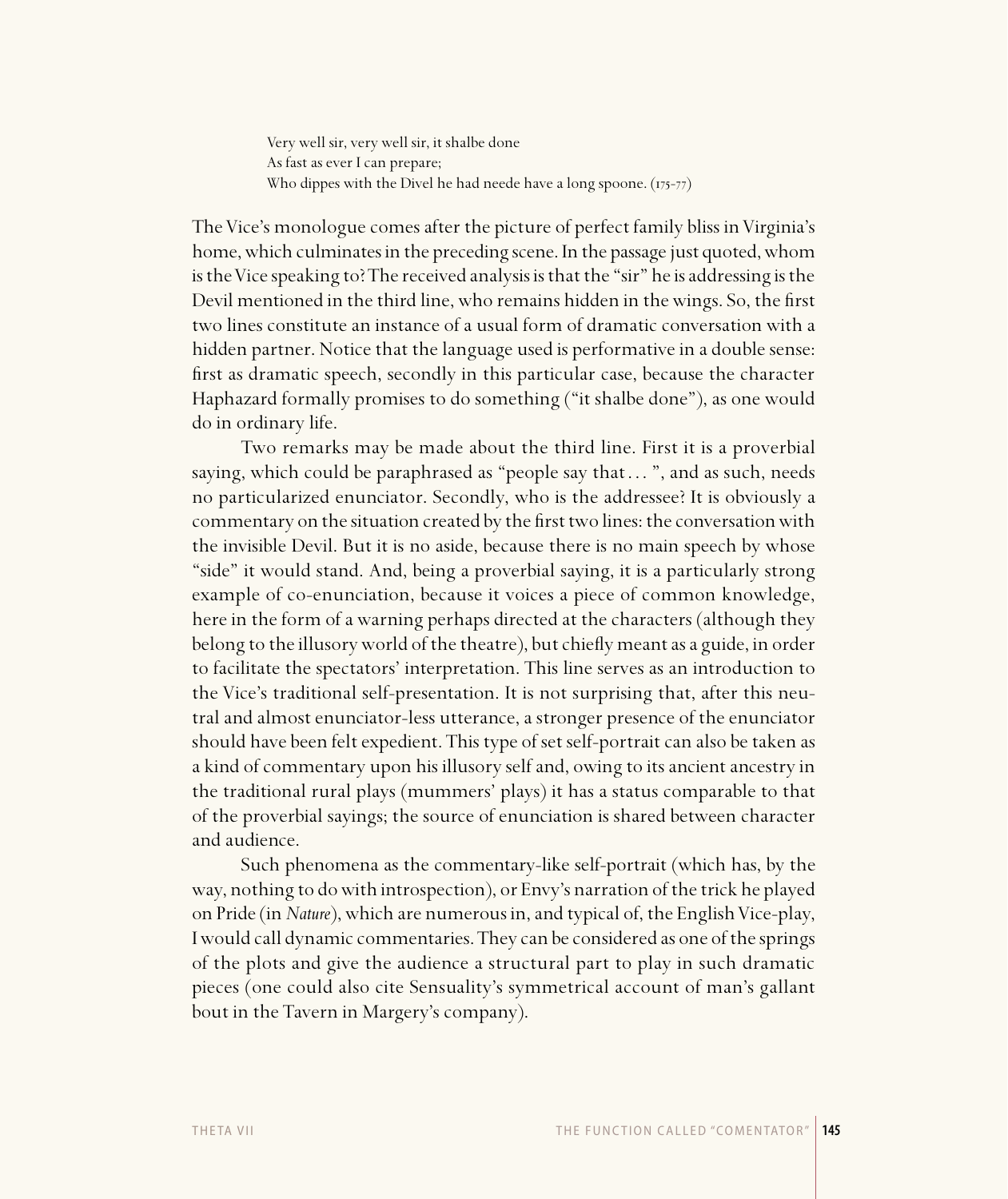> Very well sir, very well sir, it shalbe done
> As fast as ever I can prepare;
> Who dippes with the Divel he had neede have a long spoone. (175-77)

The Vice's monologue comes after the picture of perfect family bliss in Virginia's home, which culminates in the preceding scene. In the passage just quoted, whom is the Vice speaking to? The received analysis is that the "sir" he is addressing is the Devil mentioned in the third line, who remains hidden in the wings. So, the first two lines constitute an instance of a usual form of dramatic conversation with a hidden partner. Notice that the language used is performative in a double sense: first as dramatic speech, secondly in this particular case, because the character Haphazard formally promises to do something ("it shalbe done"), as one would do in ordinary life.

Two remarks may be made about the third line. First it is a proverbial saying, which could be paraphrased as "people say that… ", and as such, needs no particularized enunciator. Secondly, who is the addressee? It is obviously a commentary on the situation created by the first two lines: the conversation with the invisible Devil. But it is no aside, because there is no main speech by whose "side" it would stand. And, being a proverbial saying, it is a particularly strong example of co-enunciation, because it voices a piece of common knowledge, here in the form of a warning perhaps directed at the characters (although they belong to the illusory world of the theatre), but chiefly meant as a guide, in order to facilitate the spectators' interpretation. This line serves as an introduction to the Vice's traditional self-presentation. It is not surprising that, after this neutral and almost enunciator-less utterance, a stronger presence of the enunciator should have been felt expedient. This type of set self-portrait can also be taken as a kind of commentary upon his illusory self and, owing to its ancient ancestry in the traditional rural plays (mummers' plays) it has a status comparable to that of the proverbial sayings; the source of enunciation is shared between character and audience.

Such phenomena as the commentary-like self-portrait (which has, by the way, nothing to do with introspection), or Envy's narration of the trick he played on Pride (in *Nature*), which are numerous in, and typical of, the English Vice-play, I would call dynamic commentaries. They can be considered as one of the springs of the plots and give the audience a structural part to play in such dramatic pieces (one could also cite Sensuality's symmetrical account of man's gallant bout in the Tavern in Margery's company).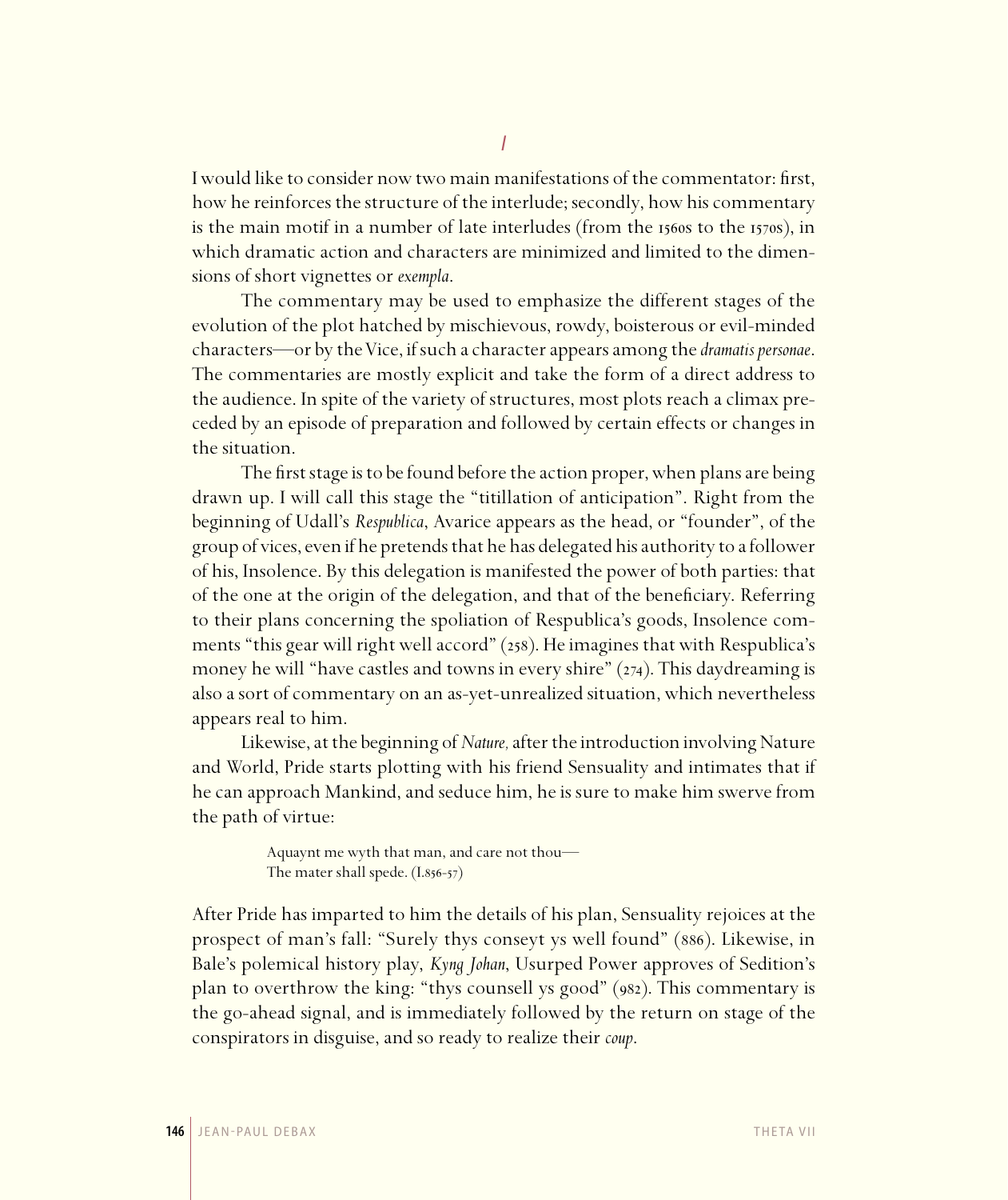## I

I would like to consider now two main manifestations of the commentator: first, how he reinforces the structure of the interlude; secondly, how his commentary is the main motif in a number of late interludes (from the 1560s to the 1570s), in which dramatic action and characters are minimized and limited to the dimensions of short vignettes or *exempla*.

The commentary may be used to emphasize the different stages of the evolution of the plot hatched by mischievous, rowdy, boisterous or evil-minded characters—or by the Vice, if such a character appears among the *dramatis personae*. The commentaries are mostly explicit and take the form of a direct address to the audience. In spite of the variety of structures, most plots reach a climax preceded by an episode of preparation and followed by certain effects or changes in the situation.

The first stage is to be found before the action proper, when plans are being drawn up. I will call this stage the "titillation of anticipation". Right from the beginning of Udall's *Respublica*, Avarice appears as the head, or "founder", of the group of vices, even if he pretends that he has delegated his authority to a follower of his, Insolence. By this delegation is manifested the power of both parties: that of the one at the origin of the delegation, and that of the beneficiary. Referring to their plans concerning the spoliation of Respublica's goods, Insolence comments "this gear will right well accord" (258). He imagines that with Respublica's money he will "have castles and towns in every shire" (274). This daydreaming is also a sort of commentary on an as-yet-unrealized situation, which nevertheless appears real to him.

Likewise, at the beginning of *Nature,* after the introduction involving Nature and World, Pride starts plotting with his friend Sensuality and intimates that if he can approach Mankind, and seduce him, he is sure to make him swerve from the path of virtue:

> Aquaynt me wyth that man, and care not thou—
> The mater shall spede. (I.856-57)

After Pride has imparted to him the details of his plan, Sensuality rejoices at the prospect of man's fall: "Surely thys conseyt ys well found" (886). Likewise, in Bale's polemical history play, *Kyng Johan*, Usurped Power approves of Sedition's plan to overthrow the king: "thys counsell ys good" (982). This commentary is the go-ahead signal, and is immediately followed by the return on stage of the conspirators in disguise, and so ready to realize their *coup*.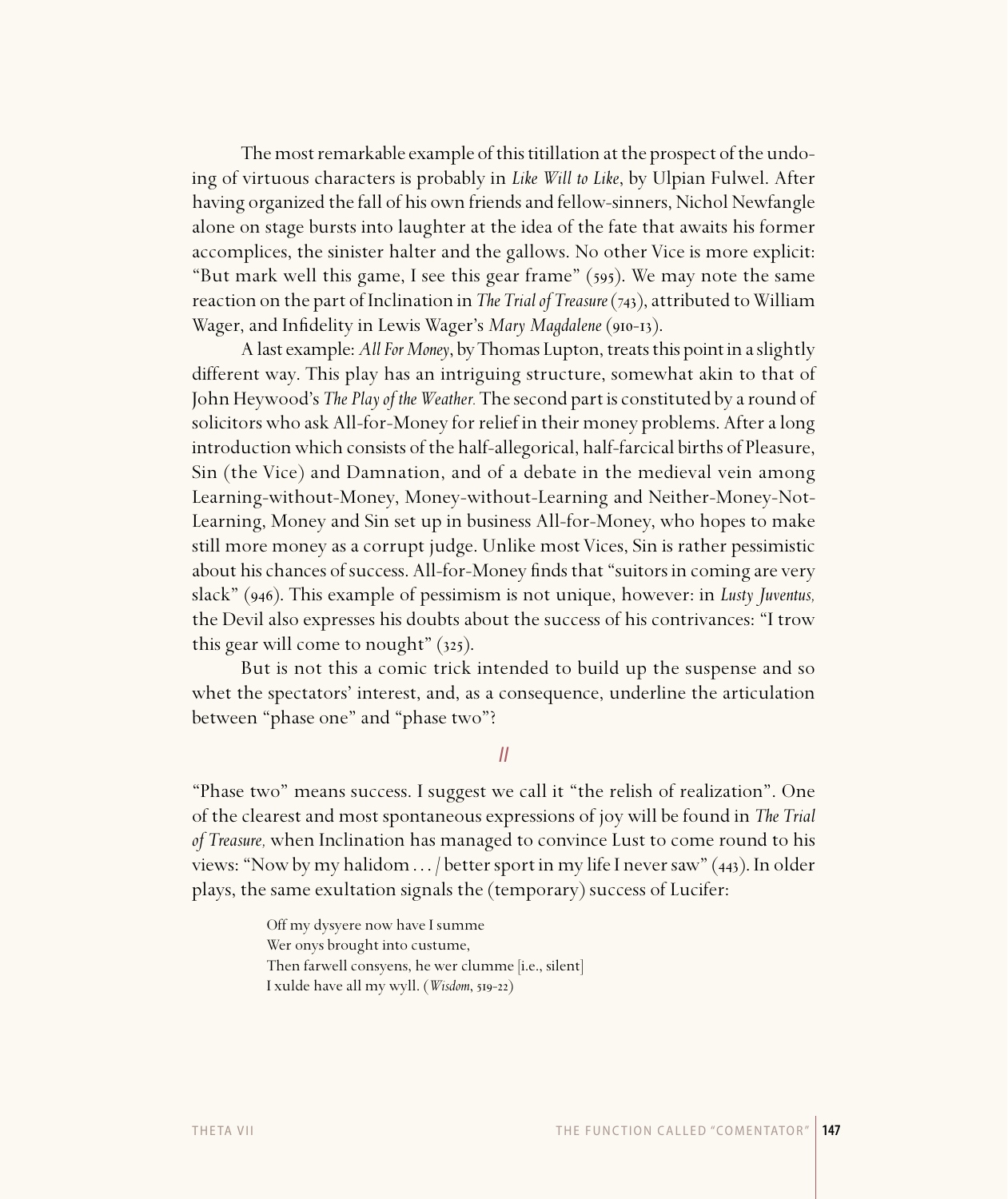The most remarkable example of this titillation at the prospect of the undoing of virtuous characters is probably in *Like Will to Like*, by Ulpian Fulwel. After having organized the fall of his own friends and fellow-sinners, Nichol Newfangle alone on stage bursts into laughter at the idea of the fate that awaits his former accomplices, the sinister halter and the gallows. No other Vice is more explicit: "But mark well this game, I see this gear frame" (595). We may note the same reaction on the part of Inclination in *The Trial of Treasure* (743), attributed to William Wager, and Infidelity in Lewis Wager's *Mary Magdalene* (910-13).

A last example: *All For Money*, by Thomas Lupton, treats this point in a slightly different way. This play has an intriguing structure, somewhat akin to that of John Heywood's *The Play of the Weather.* The second part is constituted by a round of solicitors who ask All-for-Money for relief in their money problems. After a long introduction which consists of the half-allegorical, half-farcical births of Pleasure, Sin (the Vice) and Damnation, and of a debate in the medieval vein among Learning-without-Money, Money-without-Learning and Neither-Money-Not-Learning, Money and Sin set up in business All-for-Money, who hopes to make still more money as a corrupt judge. Unlike most Vices, Sin is rather pessimistic about his chances of success. All-for-Money finds that "suitors in coming are very slack" (946). This example of pessimism is not unique, however: in *Lusty Juventus,* the Devil also expresses his doubts about the success of his contrivances: "I trow this gear will come to nought" (325).

But is not this a comic trick intended to build up the suspense and so whet the spectators' interest, and, as a consequence, underline the articulation between "phase one" and "phase two"?

## II

"Phase two" means success. I suggest we call it "the relish of realization". One of the clearest and most spontaneous expressions of joy will be found in *The Trial of Treasure,* when Inclination has managed to convince Lust to come round to his views: "Now by my halidom . . . / better sport in my life I never saw" (443). In older plays, the same exultation signals the (temporary) success of Lucifer:

> Off my dysyere now have I summe
> Wer onys brought into custume,
> Then farwell consyens, he wer clumme [i.e., silent]
> I xulde have all my wyll. (*Wisdom*, 519-22)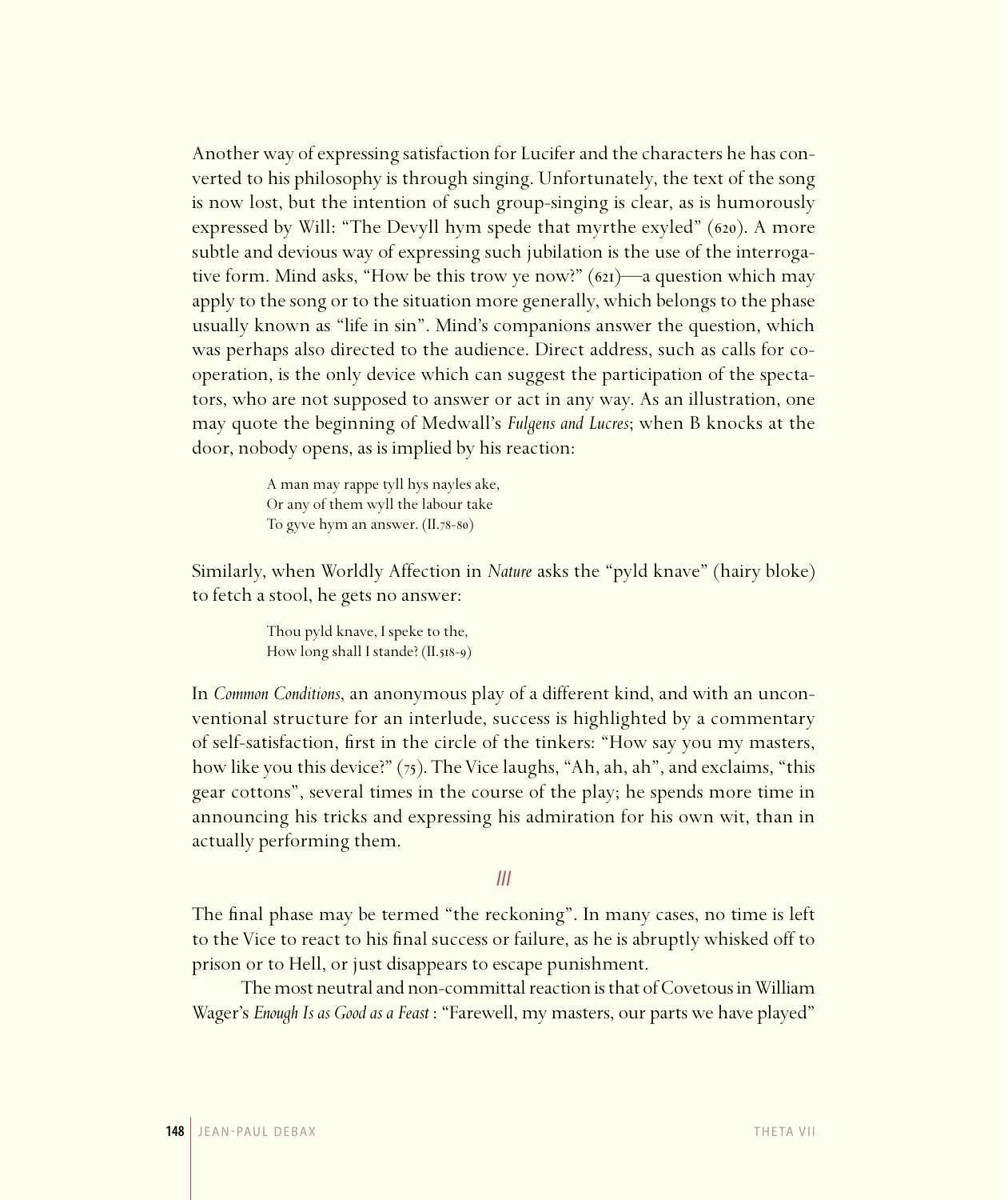Another way of expressing satisfaction for Lucifer and the characters he has converted to his philosophy is through singing. Unfortunately, the text of the song is now lost, but the intention of such group-singing is clear, as is humorously expressed by Will: "The Devyll hym spede that myrthe exyled" (620). A more subtle and devious way of expressing such jubilation is the use of the interrogative form. Mind asks, "How be this trow ye now?" (621)—a question which may apply to the song or to the situation more generally, which belongs to the phase usually known as "life in sin". Mind's companions answer the question, which was perhaps also directed to the audience. Direct address, such as calls for co-operation, is the only device which can suggest the participation of the spectators, who are not supposed to answer or act in any way. As an illustration, one may quote the beginning of Medwall's *Fulgens and Lucres*; when B knocks at the door, nobody opens, as is implied by his reaction:

> A man may rappe tyll hys nayles ake,
> Or any of them wyll the labour take
> To gyve hym an answer. (II.78-80)

Similarly, when Worldly Affection in *Nature* asks the "pyld knave" (hairy bloke) to fetch a stool, he gets no answer:

> Thou pyld knave, I speke to the,
> How long shall I stande? (II.518-9)

In *Common Conditions*, an anonymous play of a different kind, and with an unconventional structure for an interlude, success is highlighted by a commentary of self-satisfaction, first in the circle of the tinkers: "How say you my masters, how like you this device?" (75). The Vice laughs, "Ah, ah, ah", and exclaims, "this gear cottons", several times in the course of the play; he spends more time in announcing his tricks and expressing his admiration for his own wit, than in actually performing them.

## III

The final phase may be termed "the reckoning". In many cases, no time is left to the Vice to react to his final success or failure, as he is abruptly whisked off to prison or to Hell, or just disappears to escape punishment.

The most neutral and non-committal reaction is that of Covetous in William Wager's *Enough Is as Good as a Feast* : "Farewell, my masters, our parts we have played"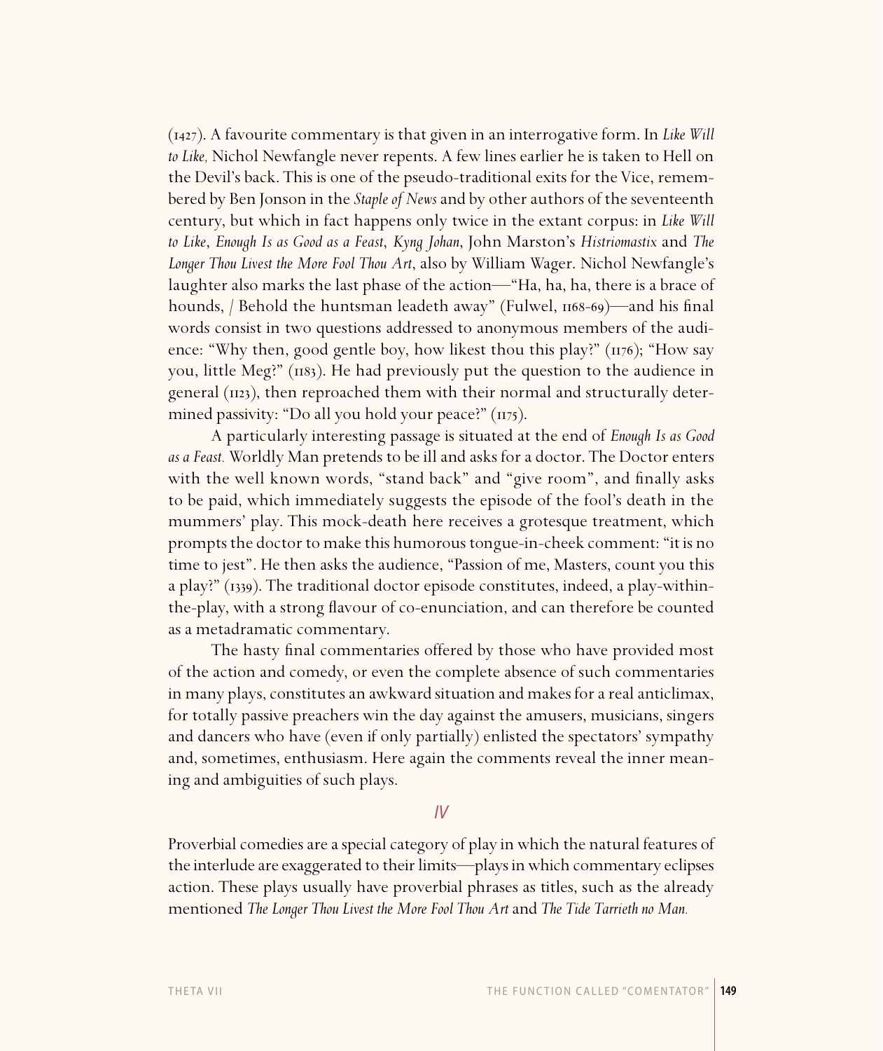(1427). A favourite commentary is that given in an interrogative form. In *Like Will to Like,* Nichol Newfangle never repents. A few lines earlier he is taken to Hell on the Devil's back. This is one of the pseudo-traditional exits for the Vice, remembered by Ben Jonson in the *Staple of News* and by other authors of the seventeenth century, but which in fact happens only twice in the extant corpus: in *Like Will to Like*, *Enough Is as Good as a Feast*, *Kyng Johan*, John Marston's *Histriomastix* and *The Longer Thou Livest the More Fool Thou Art*, also by William Wager. Nichol Newfangle's laughter also marks the last phase of the action—"Ha, ha, ha, there is a brace of hounds, / Behold the huntsman leadeth away" (Fulwel, 1168-69)—and his final words consist in two questions addressed to anonymous members of the audience: "Why then, good gentle boy, how likest thou this play?" (1176); "How say you, little Meg?" (1183). He had previously put the question to the audience in general (1123), then reproached them with their normal and structurally determined passivity: "Do all you hold your peace?" (1175).

A particularly interesting passage is situated at the end of *Enough Is as Good as a Feast.* Worldly Man pretends to be ill and asks for a doctor. The Doctor enters with the well known words, "stand back" and "give room", and finally asks to be paid, which immediately suggests the episode of the fool's death in the mummers' play. This mock-death here receives a grotesque treatment, which prompts the doctor to make this humorous tongue-in-cheek comment: "it is no time to jest". He then asks the audience, "Passion of me, Masters, count you this a play?" (1339). The traditional doctor episode constitutes, indeed, a play-within-the-play, with a strong flavour of co-enunciation, and can therefore be counted as a metadramatic commentary.

The hasty final commentaries offered by those who have provided most of the action and comedy, or even the complete absence of such commentaries in many plays, constitutes an awkward situation and makes for a real anticlimax, for totally passive preachers win the day against the amusers, musicians, singers and dancers who have (even if only partially) enlisted the spectators' sympathy and, sometimes, enthusiasm. Here again the comments reveal the inner meaning and ambiguities of such plays.

## IV

Proverbial comedies are a special category of play in which the natural features of the interlude are exaggerated to their limits—plays in which commentary eclipses action. These plays usually have proverbial phrases as titles, such as the already mentioned *The Longer Thou Livest the More Fool Thou Art* and *The Tide Tarrieth no Man.*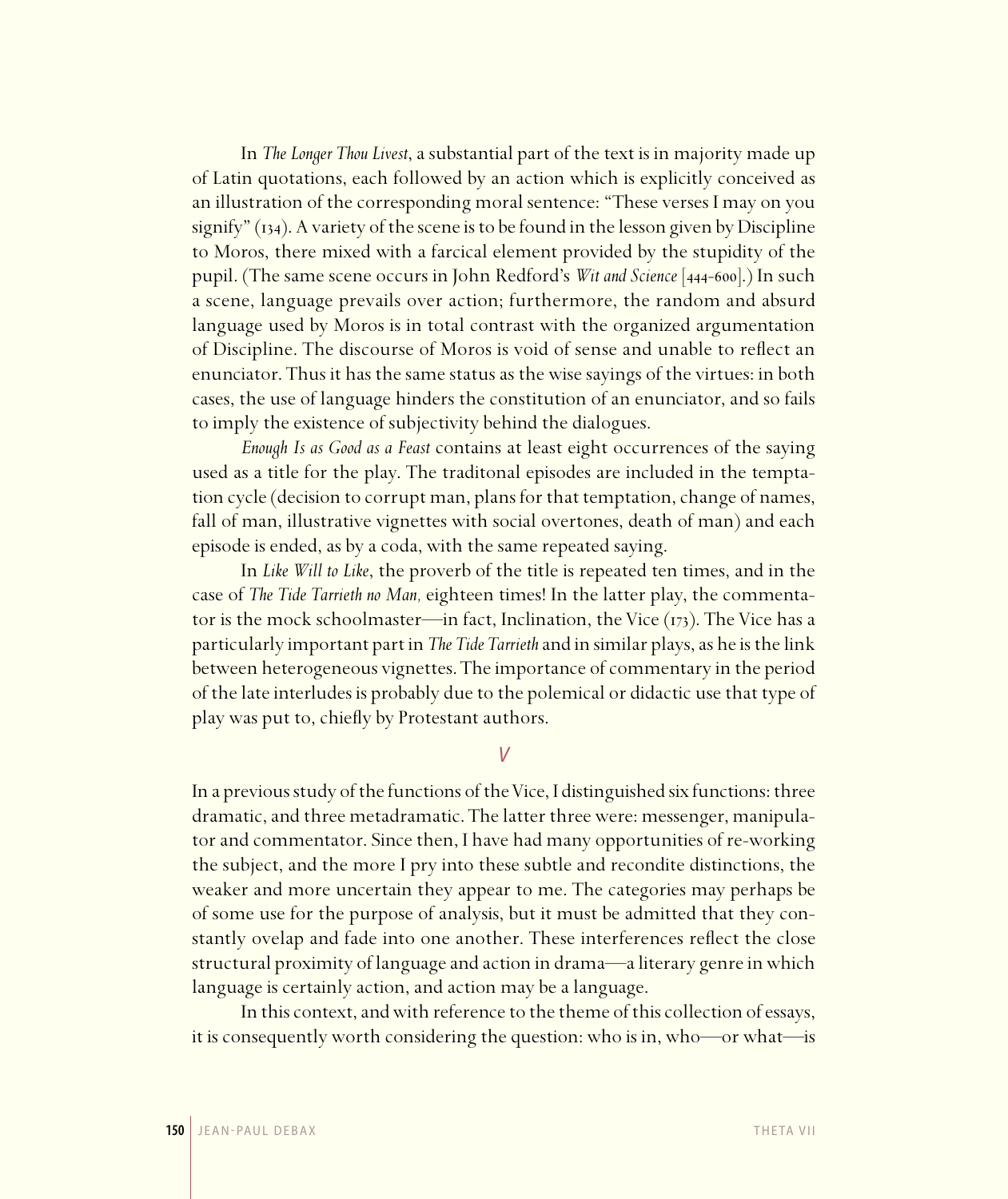In *The Longer Thou Livest*, a substantial part of the text is in majority made up of Latin quotations, each followed by an action which is explicitly conceived as an illustration of the corresponding moral sentence: "These verses I may on you signify" (134). A variety of the scene is to be found in the lesson given by Discipline to Moros, there mixed with a farcical element provided by the stupidity of the pupil. (The same scene occurs in John Redford's *Wit and Science* [444-600].) In such a scene, language prevails over action; furthermore, the random and absurd language used by Moros is in total contrast with the organized argumentation of Discipline. The discourse of Moros is void of sense and unable to reflect an enunciator. Thus it has the same status as the wise sayings of the virtues: in both cases, the use of language hinders the constitution of an enunciator, and so fails to imply the existence of subjectivity behind the dialogues.

*Enough Is as Good as a Feast* contains at least eight occurrences of the saying used as a title for the play. The traditonal episodes are included in the temptation cycle (decision to corrupt man, plans for that temptation, change of names, fall of man, illustrative vignettes with social overtones, death of man) and each episode is ended, as by a coda, with the same repeated saying.

In *Like Will to Like*, the proverb of the title is repeated ten times, and in the case of *The Tide Tarrieth no Man,* eighteen times! In the latter play, the commentator is the mock schoolmaster—in fact, Inclination, the Vice (173). The Vice has a particularly important part in *The Tide Tarrieth* and in similar plays, as he is the link between heterogeneous vignettes. The importance of commentary in the period of the late interludes is probably due to the polemical or didactic use that type of play was put to, chiefly by Protestant authors.

## V

In a previous study of the functions of the Vice, I distinguished six functions: three dramatic, and three metadramatic. The latter three were: messenger, manipulator and commentator. Since then, I have had many opportunities of re-working the subject, and the more I pry into these subtle and recondite distinctions, the weaker and more uncertain they appear to me. The categories may perhaps be of some use for the purpose of analysis, but it must be admitted that they constantly ovelap and fade into one another. These interferences reflect the close structural proximity of language and action in drama—a literary genre in which language is certainly action, and action may be a language.

In this context, and with reference to the theme of this collection of essays, it is consequently worth considering the question: who is in, who—or what—is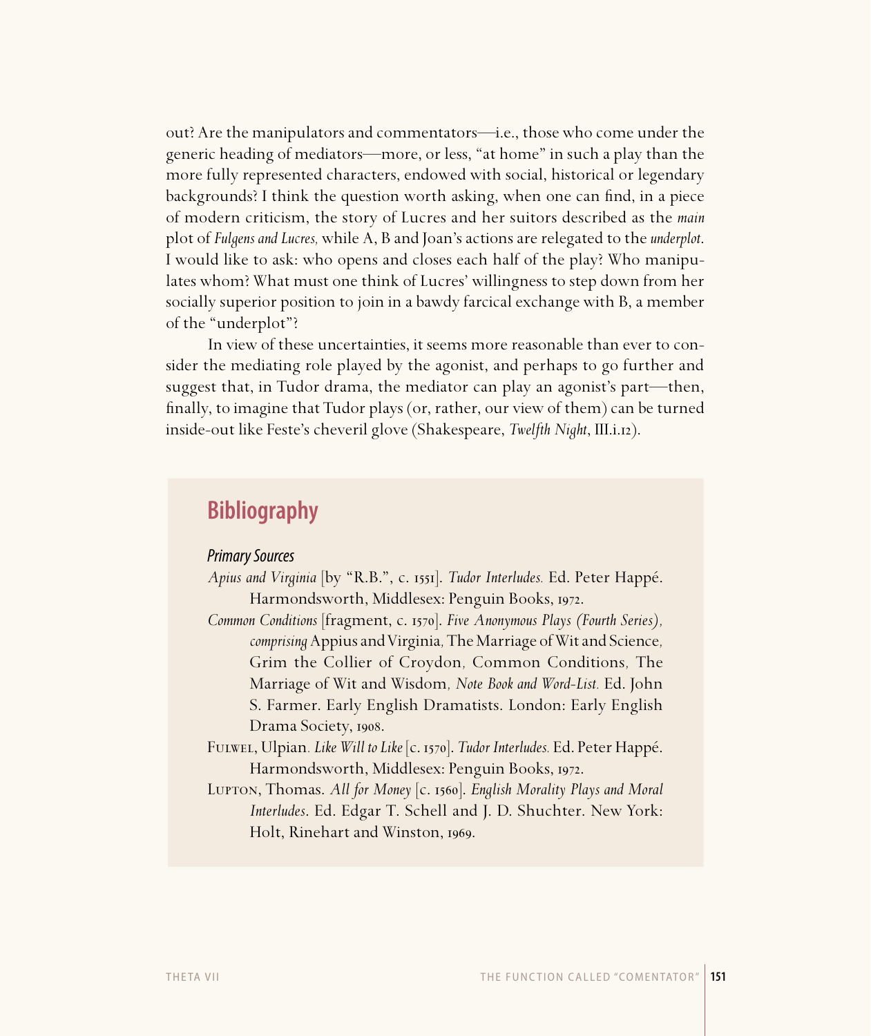out? Are the manipulators and commentators—i.e., those who come under the generic heading of mediators—more, or less, "at home" in such a play than the more fully represented characters, endowed with social, historical or legendary backgrounds? I think the question worth asking, when one can find, in a piece of modern criticism, the story of Lucres and her suitors described as the *main* plot of *Fulgens and Lucres,* while A, B and Joan's actions are relegated to the *underplot*. I would like to ask: who opens and closes each half of the play? Who manipulates whom? What must one think of Lucres' willingness to step down from her socially superior position to join in a bawdy farcical exchange with B, a member of the "underplot"?

In view of these uncertainties, it seems more reasonable than ever to consider the mediating role played by the agonist, and perhaps to go further and suggest that, in Tudor drama, the mediator can play an agonist's part—then, finally, to imagine that Tudor plays (or, rather, our view of them) can be turned inside-out like Feste's cheveril glove (Shakespeare, *Twelfth Night*, III.i.12).

## Bibliography

### *Primary Sources*

*Apius and Virginia* [by "R.B.", c. 1551]. *Tudor Interludes.* Ed. Peter Happé. Harmondsworth, Middlesex: Penguin Books, 1972.

*Common Conditions* [fragment, c. 1570]. *Five Anonymous Plays (Fourth Series), comprising* Appius and Virginia*,* The Marriage of Wit and Science*,* Grim the Collier of Croydon*,* Common Conditions*,* The Marriage of Wit and Wisdom*, Note Book and Word-List.* Ed. John S. Farmer. Early English Dramatists. London: Early English Drama Society, 1908.

Fulwel, Ulpian. *Like Will to Like* [c. 1570]. *Tudor Interludes.* Ed. Peter Happé. Harmondsworth, Middlesex: Penguin Books, 1972.

Lupton, Thomas. *All for Money* [c. 1560]. *English Morality Plays and Moral Interludes*. Ed. Edgar T. Schell and J. D. Shuchter. New York: Holt, Rinehart and Winston, 1969.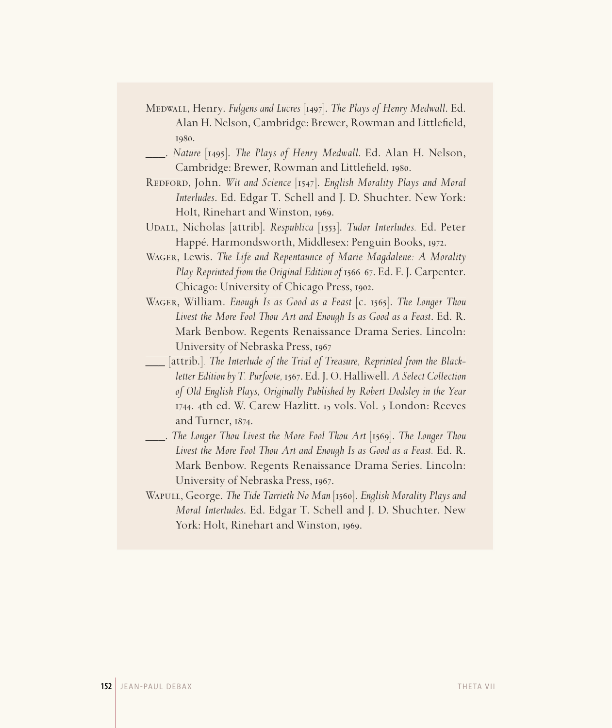Medwall, Henry. *Fulgens and Lucres* [1497]. *The Plays of Henry Medwall*. Ed. Alan H. Nelson, Cambridge: Brewer, Rowman and Littlefield, 1980.

___. *Nature* [1495]. *The Plays of Henry Medwall*. Ed. Alan H. Nelson, Cambridge: Brewer, Rowman and Littlefield, 1980.

Redford, John. *Wit and Science* [1547]. *English Morality Plays and Moral Interludes*. Ed. Edgar T. Schell and J. D. Shuchter. New York: Holt, Rinehart and Winston, 1969.

Udall, Nicholas [attrib]. *Respublica* [1553]. *Tudor Interludes.* Ed. Peter Happé. Harmondsworth, Middlesex: Penguin Books, 1972.

Wager, Lewis. *The Life and Repentaunce of Marie Magdalene: A Morality Play Reprinted from the Original Edition of* 1566-67. Ed. F. J. Carpenter. Chicago: University of Chicago Press, 1902.

Wager, William. *Enough Is as Good as a Feast* [c. 1565]. *The Longer Thou Livest the More Fool Thou Art and Enough Is as Good as a Feast*. Ed. R. Mark Benbow. Regents Renaissance Drama Series. Lincoln: University of Nebraska Press, 1967

___ [attrib.]. *The Interlude of the Trial of Treasure, Reprinted from the Black-letter Edition by T. Purfoote,* 1567. Ed. J. O. Halliwell. *A Select Collection of Old English Plays, Originally Published by Robert Dodsley in the Year* 1744. 4th ed. W. Carew Hazlitt. 15 vols. Vol. 3 London: Reeves and Turner, 1874.

___. *The Longer Thou Livest the More Fool Thou Art* [1569]. *The Longer Thou Livest the More Fool Thou Art and Enough Is as Good as a Feast.* Ed. R. Mark Benbow. Regents Renaissance Drama Series. Lincoln: University of Nebraska Press, 1967.

Wapull, George. *The Tide Tarrieth No Man* [1560]. *English Morality Plays and Moral Interludes*. Ed. Edgar T. Schell and J. D. Shuchter. New York: Holt, Rinehart and Winston, 1969.